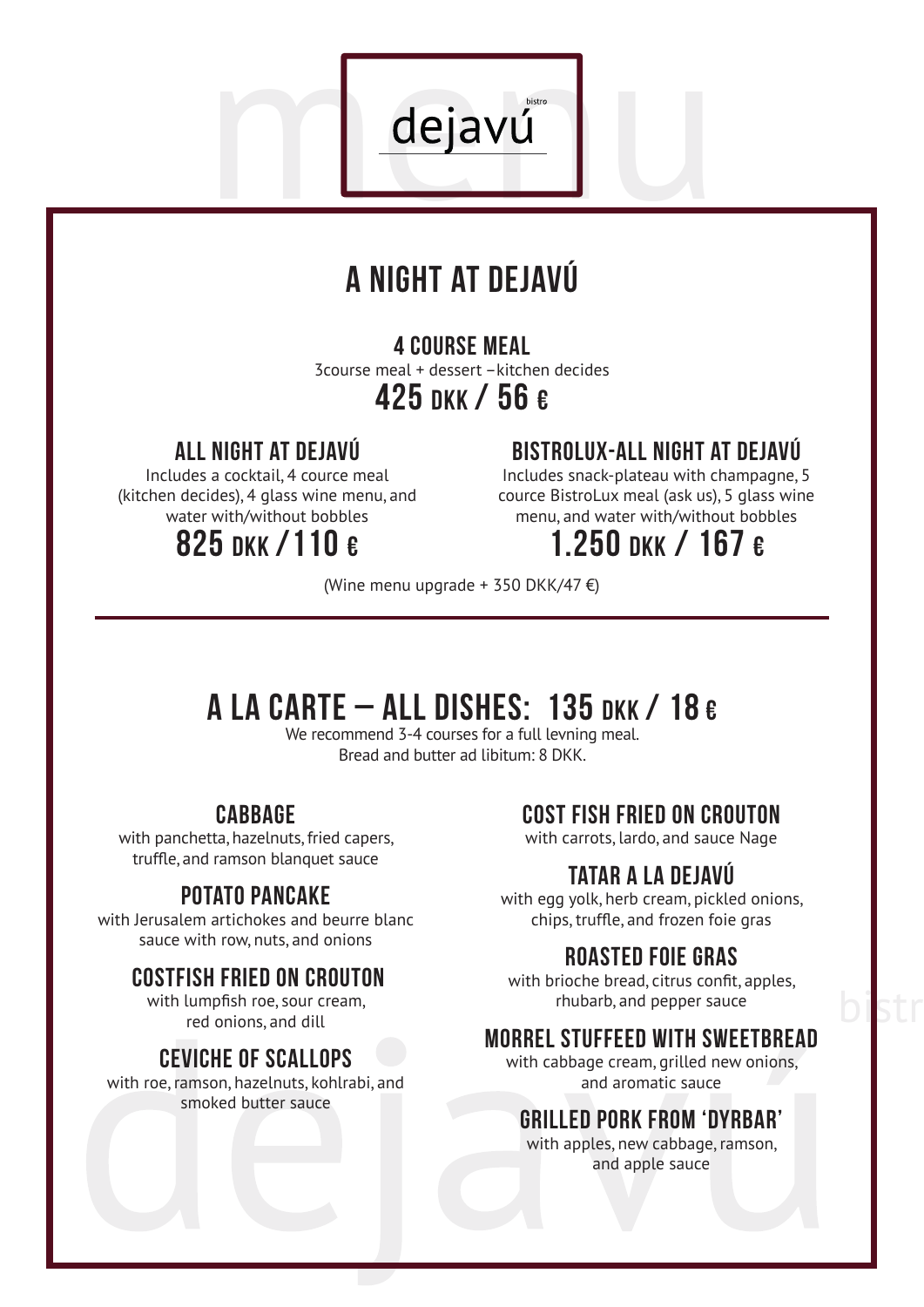# dejavú

bistro

## A NIGHT AT DEJAVÚ

### 4 COURSE MEAL

3course meal + dessert –kitchen decides

**425 DKK / 56 €**

### ALL NIGHT AT DEJAVÚ

Includes a cocktail, 4 cource meal (kitchen decides), 4 glass wine menu, and water with/without bobbles

**825 DKK /110 €**

### BISTROLUX-ALL NIGHT AT DEJAVÚ

Includes snack-plateau with champagne, 5 cource BistroLux meal (ask us), 5 glass wine menu, and water with/without bobbles

**1.250 DKK / 167 €**

(Wine menu upgrade + 350 DKK/47 €)

---

## A LA CARTE – ALL DISHES: 135 DKK / 18 €

We recommend 3-4 courses for a full levning meal.
Bread and butter ad libitum: 8 DKK.

### CABBAGE

with panchetta, hazelnuts, fried capers, truffle, and ramson blanquet sauce

### POTATO PANCAKE

with Jerusalem artichokes and beurre blanc sauce with row, nuts, and onions

### COSTFISH FRIED ON CROUTON

with lumpfish roe, sour cream, red onions, and dill

### CEVICHE OF SCALLOPS

with roe, ramson, hazelnuts, kohlrabi, and smoked butter sauce

### COST FISH FRIED ON CROUTON

with carrots, lardo, and sauce Nage

### TATAR A LA DEJAVÚ

with egg yolk, herb cream, pickled onions, chips, truffle, and frozen foie gras

### ROASTED FOIE GRAS

with brioche bread, citrus confit, apples, rhubarb, and pepper sauce

### MORREL STUFFEED WITH SWEETBREAD

with cabbage cream, grilled new onions, and aromatic sauce

### GRILLED PORK FROM 'DYRBAR'

with apples, new cabbage, ramson, and apple sauce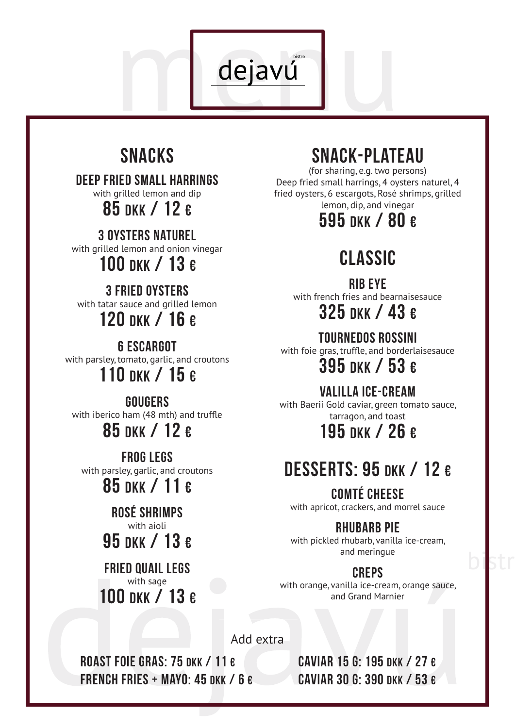dejavú bistro

## SNACKS

### DEEP FRIED SMALL HARRINGS
with grilled lemon and dip
**85 DKK / 12 €**

### 3 OYSTERS NATUREL
with grilled lemon and onion vinegar
**100 DKK / 13 €**

### 3 FRIED OYSTERS
with tatar sauce and grilled lemon
**120 DKK / 16 €**

### 6 ESCARGOT
with parsley, tomato, garlic, and croutons
**110 DKK / 15 €**

### GOUGERS
with iberico ham (48 mth) and truffle
**85 DKK / 12 €**

### FROG LEGS
with parsley, garlic, and croutons
**85 DKK / 11 €**

### ROSÉ SHRIMPS
with aioli
**95 DKK / 13 €**

### FRIED QUAIL LEGS
with sage
**100 DKK / 13 €**

## SNACK-PLATEAU
(for sharing, e.g. two persons)
Deep fried small harrings, 4 oysters naturel, 4 fried oysters, 6 escargots, Rosé shrimps, grilled lemon, dip, and vinegar
**595 DKK / 80 €**

## CLASSIC

### RIB EYE
with french fries and bearnaisesauce
**325 DKK / 43 €**

### TOURNEDOS ROSSINI
with foie gras, truffle, and borderlaisesauce
**395 DKK / 53 €**

### VALILLA ICE-CREAM
with Baerii Gold caviar, green tomato sauce, tarragon, and toast
**195 DKK / 26 €**

## DESSERTS: 95 DKK / 12 €

### COMTÉ CHEESE
with apricot, crackers, and morrel sauce

### RHUBARB PIE
with pickled rhubarb, vanilla ice-cream, and meringue

### CREPS
with orange, vanilla ice-cream, orange sauce, and Grand Marnier

---

Add extra

**ROAST FOIE GRAS: 75 DKK / 11 €**
**FRENCH FRIES + MAYO: 45 DKK / 6 €**
**CAVIAR 15 G: 195 DKK / 27 €**
**CAVIAR 30 G: 390 DKK / 53 €**